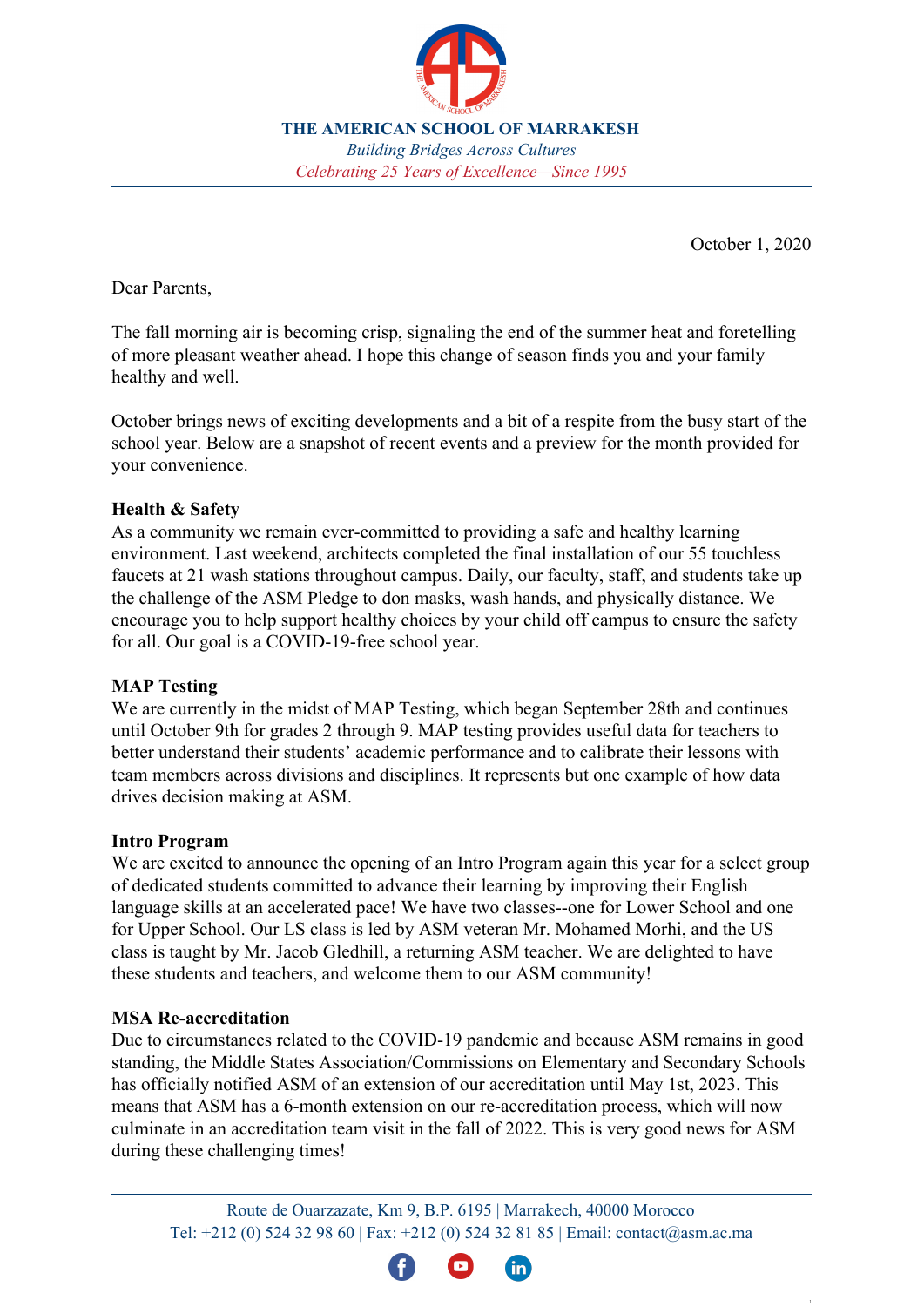**THE AMERICAN SCHOOL OF MARRAKESH**
*Building Bridges Across Cultures*
*Celebrating 25 Years of Excellence—Since 1995*

October 1, 2020

Dear Parents,

The fall morning air is becoming crisp, signaling the end of the summer heat and foretelling of more pleasant weather ahead. I hope this change of season finds you and your family healthy and well.

October brings news of exciting developments and a bit of a respite from the busy start of the school year. Below are a snapshot of recent events and a preview for the month provided for your convenience.

**Health & Safety**
As a community we remain ever-committed to providing a safe and healthy learning environment. Last weekend, architects completed the final installation of our 55 touchless faucets at 21 wash stations throughout campus. Daily, our faculty, staff, and students take up the challenge of the ASM Pledge to don masks, wash hands, and physically distance. We encourage you to help support healthy choices by your child off campus to ensure the safety for all. Our goal is a COVID-19-free school year.

**MAP Testing**
We are currently in the midst of MAP Testing, which began September 28th and continues until October 9th for grades 2 through 9. MAP testing provides useful data for teachers to better understand their students' academic performance and to calibrate their lessons with team members across divisions and disciplines. It represents but one example of how data drives decision making at ASM.

**Intro Program**
We are excited to announce the opening of an Intro Program again this year for a select group of dedicated students committed to advance their learning by improving their English language skills at an accelerated pace! We have two classes--one for Lower School and one for Upper School. Our LS class is led by ASM veteran Mr. Mohamed Morhi, and the US class is taught by Mr. Jacob Gledhill, a returning ASM teacher. We are delighted to have these students and teachers, and welcome them to our ASM community!

**MSA Re-accreditation**
Due to circumstances related to the COVID-19 pandemic and because ASM remains in good standing, the Middle States Association/Commissions on Elementary and Secondary Schools has officially notified ASM of an extension of our accreditation until May 1st, 2023. This means that ASM has a 6-month extension on our re-accreditation process, which will now culminate in an accreditation team visit in the fall of 2022. This is very good news for ASM during these challenging times!

Route de Ouarzazate, Km 9, B.P. 6195 | Marrakech, 40000 Morocco
Tel: +212 (0) 524 32 98 60 | Fax: +212 (0) 524 32 81 85 | Email: contact@asm.ac.ma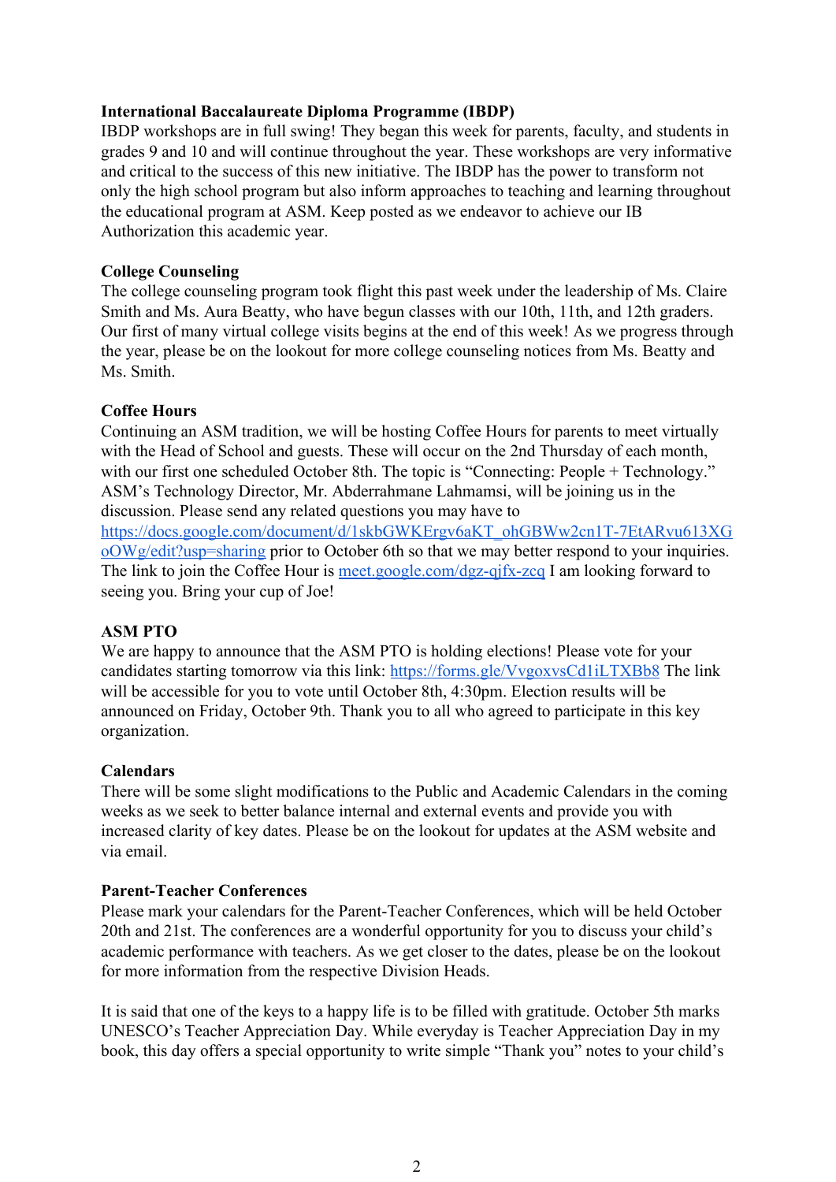**International Baccalaureate Diploma Programme (IBDP)**
IBDP workshops are in full swing! They began this week for parents, faculty, and students in grades 9 and 10 and will continue throughout the year. These workshops are very informative and critical to the success of this new initiative. The IBDP has the power to transform not only the high school program but also inform approaches to teaching and learning throughout the educational program at ASM. Keep posted as we endeavor to achieve our IB Authorization this academic year.

**College Counseling**
The college counseling program took flight this past week under the leadership of Ms. Claire Smith and Ms. Aura Beatty, who have begun classes with our 10th, 11th, and 12th graders. Our first of many virtual college visits begins at the end of this week! As we progress through the year, please be on the lookout for more college counseling notices from Ms. Beatty and Ms. Smith.

**Coffee Hours**
Continuing an ASM tradition, we will be hosting Coffee Hours for parents to meet virtually with the Head of School and guests. These will occur on the 2nd Thursday of each month, with our first one scheduled October 8th. The topic is "Connecting: People + Technology." ASM's Technology Director, Mr. Abderrahmane Lahmamsi, will be joining us in the discussion. Please send any related questions you may have to [https://docs.google.com/document/d/1skbGWKErgv6aKT_ohGBWw2cn1T-7EtARvu613XGoOWg/edit?usp=sharing](https://docs.google.com/document/d/1skbGWKErgv6aKT_ohGBWw2cn1T-7EtARvu613XGoOWg/edit?usp=sharing) prior to October 6th so that we may better respond to your inquiries. The link to join the Coffee Hour is [meet.google.com/dgz-qjfx-zcq](meet.google.com/dgz-qjfx-zcq) I am looking forward to seeing you. Bring your cup of Joe!

**ASM PTO**
We are happy to announce that the ASM PTO is holding elections! Please vote for your candidates starting tomorrow via this link: [https://forms.gle/VvgoxvsCd1iLTXBb8](https://forms.gle/VvgoxvsCd1iLTXBb8) The link will be accessible for you to vote until October 8th, 4:30pm. Election results will be announced on Friday, October 9th. Thank you to all who agreed to participate in this key organization.

**Calendars**
There will be some slight modifications to the Public and Academic Calendars in the coming weeks as we seek to better balance internal and external events and provide you with increased clarity of key dates. Please be on the lookout for updates at the ASM website and via email.

**Parent-Teacher Conferences**
Please mark your calendars for the Parent-Teacher Conferences, which will be held October 20th and 21st. The conferences are a wonderful opportunity for you to discuss your child's academic performance with teachers. As we get closer to the dates, please be on the lookout for more information from the respective Division Heads.

It is said that one of the keys to a happy life is to be filled with gratitude. October 5th marks UNESCO's Teacher Appreciation Day. While everyday is Teacher Appreciation Day in my book, this day offers a special opportunity to write simple "Thank you" notes to your child's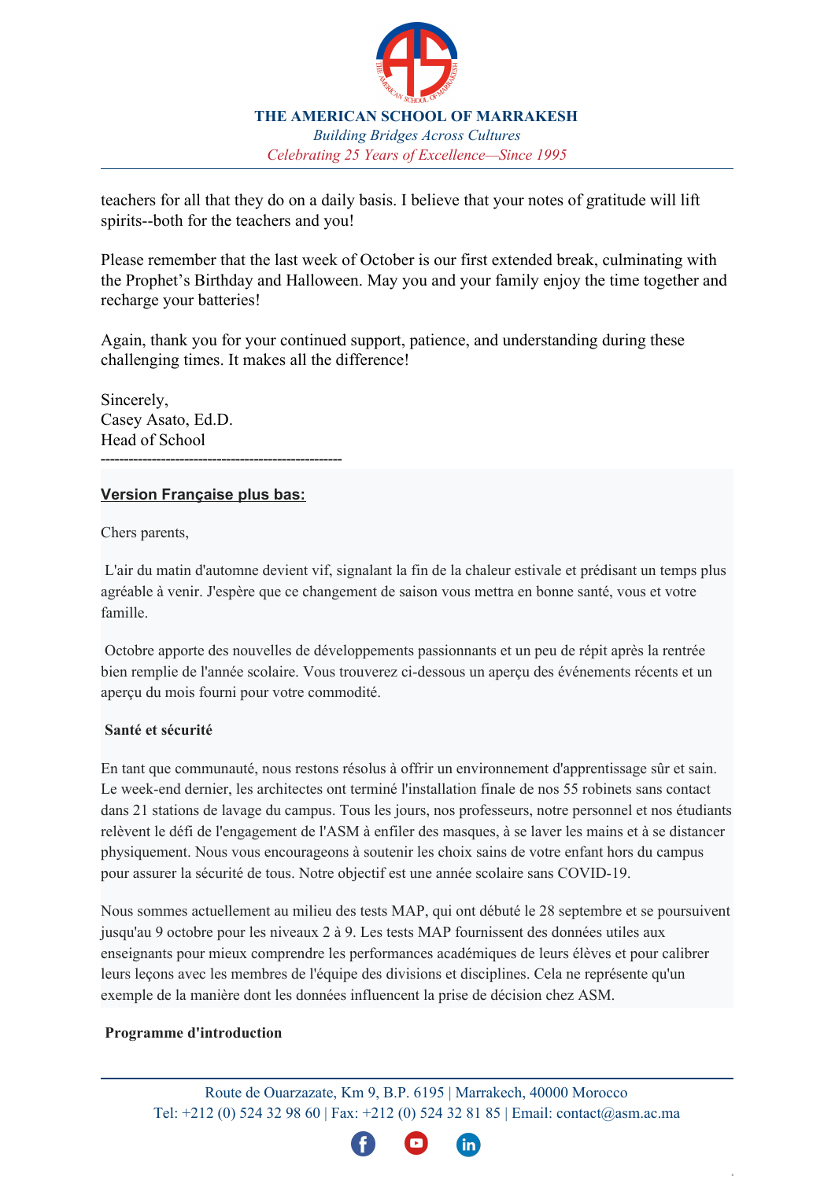teachers for all that they do on a daily basis. I believe that your notes of gratitude will lift spirits--both for the teachers and you!

Please remember that the last week of October is our first extended break, culminating with the Prophet's Birthday and Halloween. May you and your family enjoy the time together and recharge your batteries!

Again, thank you for your continued support, patience, and understanding during these challenging times. It makes all the difference!

Sincerely,
Casey Asato, Ed.D.
Head of School
---------------------------------------------------

**Version Française plus bas:**

Chers parents,

L'air du matin d'automne devient vif, signalant la fin de la chaleur estivale et prédisant un temps plus agréable à venir. J'espère que ce changement de saison vous mettra en bonne santé, vous et votre famille.

Octobre apporte des nouvelles de développements passionnants et un peu de répit après la rentrée bien remplie de l'année scolaire. Vous trouverez ci-dessous un aperçu des événements récents et un aperçu du mois fourni pour votre commodité.

**Santé et sécurité**

En tant que communauté, nous restons résolus à offrir un environnement d'apprentissage sûr et sain. Le week-end dernier, les architectes ont terminé l'installation finale de nos 55 robinets sans contact dans 21 stations de lavage du campus. Tous les jours, nos professeurs, notre personnel et nos étudiants relèvent le défi de l'engagement de l'ASM à enfiler des masques, à se laver les mains et à se distancer physiquement. Nous vous encourageons à soutenir les choix sains de votre enfant hors du campus pour assurer la sécurité de tous. Notre objectif est une année scolaire sans COVID-19.

Nous sommes actuellement au milieu des tests MAP, qui ont débuté le 28 septembre et se poursuivent jusqu'au 9 octobre pour les niveaux 2 à 9. Les tests MAP fournissent des données utiles aux enseignants pour mieux comprendre les performances académiques de leurs élèves et pour calibrer leurs leçons avec les membres de l'équipe des divisions et disciplines. Cela ne représente qu'un exemple de la manière dont les données influencent la prise de décision chez ASM.

**Programme d'introduction**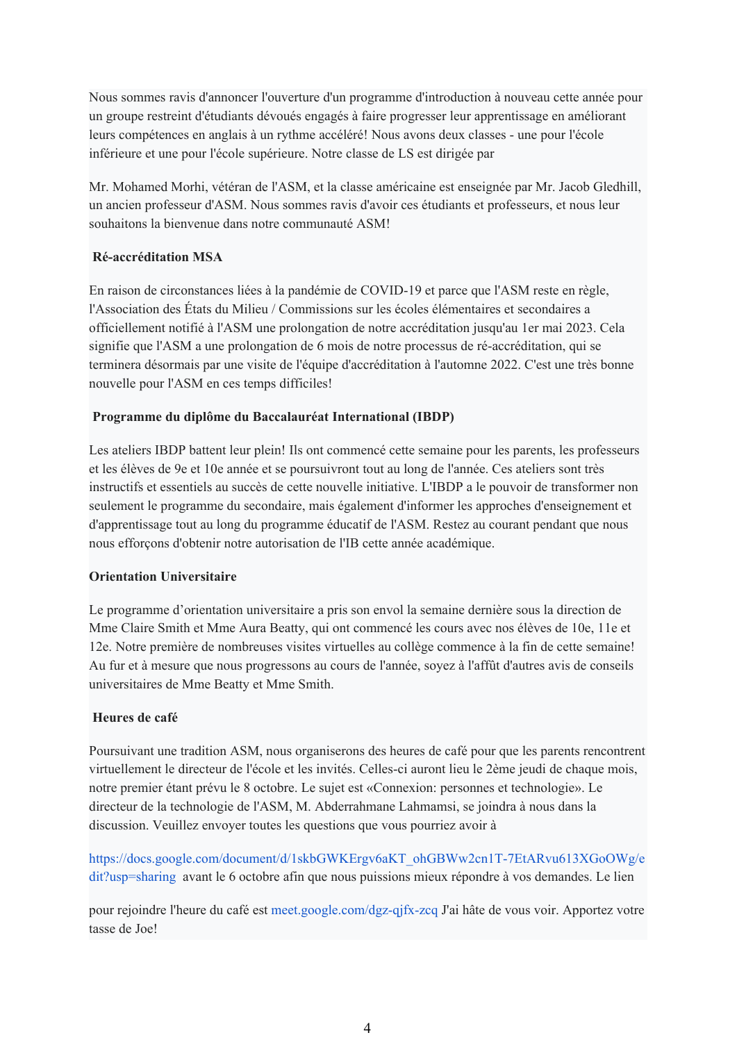Nous sommes ravis d'annoncer l'ouverture d'un programme d'introduction à nouveau cette année pour un groupe restreint d'étudiants dévoués engagés à faire progresser leur apprentissage en améliorant leurs compétences en anglais à un rythme accéléré! Nous avons deux classes - une pour l'école inférieure et une pour l'école supérieure. Notre classe de LS est dirigée par

Mr. Mohamed Morhi, vétéran de l'ASM, et la classe américaine est enseignée par Mr. Jacob Gledhill, un ancien professeur d'ASM. Nous sommes ravis d'avoir ces étudiants et professeurs, et nous leur souhaitons la bienvenue dans notre communauté ASM!

**Ré-accréditation MSA**

En raison de circonstances liées à la pandémie de COVID-19 et parce que l'ASM reste en règle, l'Association des États du Milieu / Commissions sur les écoles élémentaires et secondaires a officiellement notifié à l'ASM une prolongation de notre accréditation jusqu'au 1er mai 2023. Cela signifie que l'ASM a une prolongation de 6 mois de notre processus de ré-accréditation, qui se terminera désormais par une visite de l'équipe d'accréditation à l'automne 2022. C'est une très bonne nouvelle pour l'ASM en ces temps difficiles!

**Programme du diplôme du Baccalauréat International (IBDP)**

Les ateliers IBDP battent leur plein! Ils ont commencé cette semaine pour les parents, les professeurs et les élèves de 9e et 10e année et se poursuivront tout au long de l'année. Ces ateliers sont très instructifs et essentiels au succès de cette nouvelle initiative. L'IBDP a le pouvoir de transformer non seulement le programme du secondaire, mais également d'informer les approches d'enseignement et d'apprentissage tout au long du programme éducatif de l'ASM. Restez au courant pendant que nous nous efforçons d'obtenir notre autorisation de l'IB cette année académique.

**Orientation Universitaire**

Le programme d'orientation universitaire a pris son envol la semaine dernière sous la direction de Mme Claire Smith et Mme Aura Beatty, qui ont commencé les cours avec nos élèves de 10e, 11e et 12e. Notre première de nombreuses visites virtuelles au collège commence à la fin de cette semaine! Au fur et à mesure que nous progressons au cours de l'année, soyez à l'affût d'autres avis de conseils universitaires de Mme Beatty et Mme Smith.

**Heures de café**

Poursuivant une tradition ASM, nous organiserons des heures de café pour que les parents rencontrent virtuellement le directeur de l'école et les invités. Celles-ci auront lieu le 2ème jeudi de chaque mois, notre premier étant prévu le 8 octobre. Le sujet est «Connexion: personnes et technologie». Le directeur de la technologie de l'ASM, M. Abderrahmane Lahmamsi, se joindra à nous dans la discussion. Veuillez envoyer toutes les questions que vous pourriez avoir à

https://docs.google.com/document/d/1skbGWKErgv6aKT_ohGBWw2cn1T-7EtARvu613XGoOWg/edit?usp=sharing avant le 6 octobre afin que nous puissions mieux répondre à vos demandes. Le lien

pour rejoindre l'heure du café est meet.google.com/dgz-qjfx-zcq J'ai hâte de vous voir. Apportez votre tasse de Joe!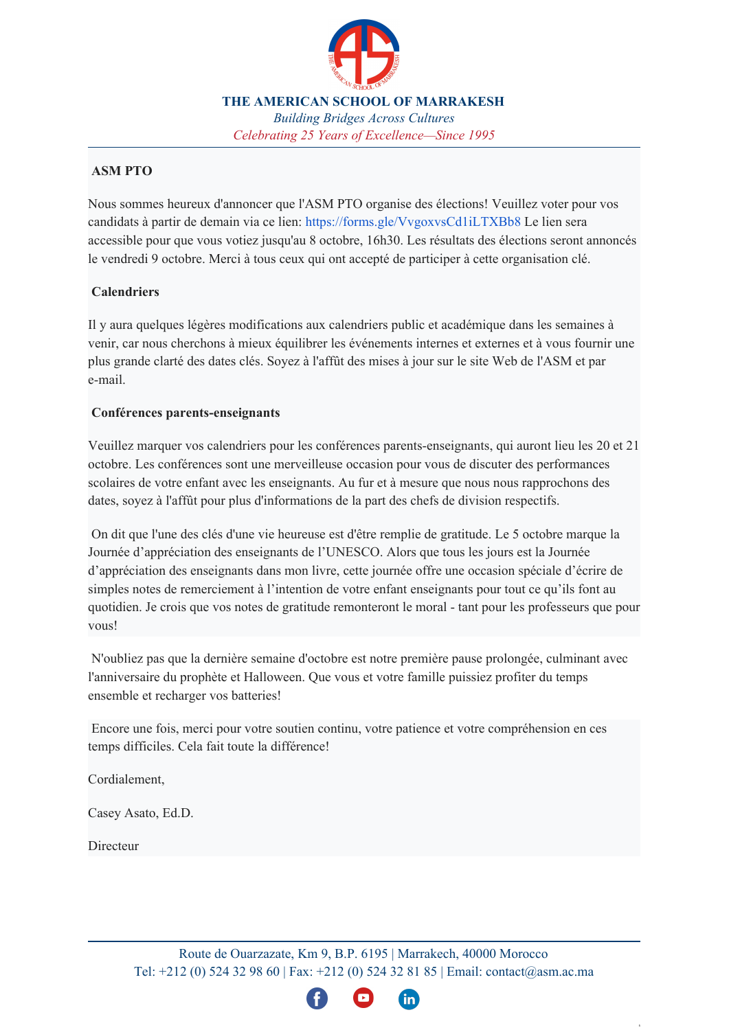**THE AMERICAN SCHOOL OF MARRAKESH**

*Building Bridges Across Cultures*

*Celebrating 25 Years of Excellence—Since 1995*

**ASM PTO**

Nous sommes heureux d'annoncer que l'ASM PTO organise des élections! Veuillez voter pour vos candidats à partir de demain via ce lien: https://forms.gle/VvgoxvsCd1iLTXBb8 Le lien sera accessible pour que vous votiez jusqu'au 8 octobre, 16h30. Les résultats des élections seront annoncés le vendredi 9 octobre. Merci à tous ceux qui ont accepté de participer à cette organisation clé.

**Calendriers**

Il y aura quelques légères modifications aux calendriers public et académique dans les semaines à venir, car nous cherchons à mieux équilibrer les événements internes et externes et à vous fournir une plus grande clarté des dates clés. Soyez à l'affût des mises à jour sur le site Web de l'ASM et par e-mail.

**Conférences parents-enseignants**

Veuillez marquer vos calendriers pour les conférences parents-enseignants, qui auront lieu les 20 et 21 octobre. Les conférences sont une merveilleuse occasion pour vous de discuter des performances scolaires de votre enfant avec les enseignants. Au fur et à mesure que nous nous rapprochons des dates, soyez à l'affût pour plus d'informations de la part des chefs de division respectifs.

On dit que l'une des clés d'une vie heureuse est d'être remplie de gratitude. Le 5 octobre marque la Journée d'appréciation des enseignants de l'UNESCO. Alors que tous les jours est la Journée d'appréciation des enseignants dans mon livre, cette journée offre une occasion spéciale d'écrire de simples notes de remerciement à l'intention de votre enfant enseignants pour tout ce qu'ils font au quotidien. Je crois que vos notes de gratitude remonteront le moral - tant pour les professeurs que pour vous!

N'oubliez pas que la dernière semaine d'octobre est notre première pause prolongée, culminant avec l'anniversaire du prophète et Halloween. Que vous et votre famille puissiez profiter du temps ensemble et recharger vos batteries!

Encore une fois, merci pour votre soutien continu, votre patience et votre compréhension en ces temps difficiles. Cela fait toute la différence!

Cordialement,

Casey Asato, Ed.D.

Directeur

Route de Ouarzazate, Km 9, B.P. 6195 | Marrakech, 40000 Morocco
Tel: +212 (0) 524 32 98 60 | Fax: +212 (0) 524 32 81 85 | Email: contact@asm.ac.ma